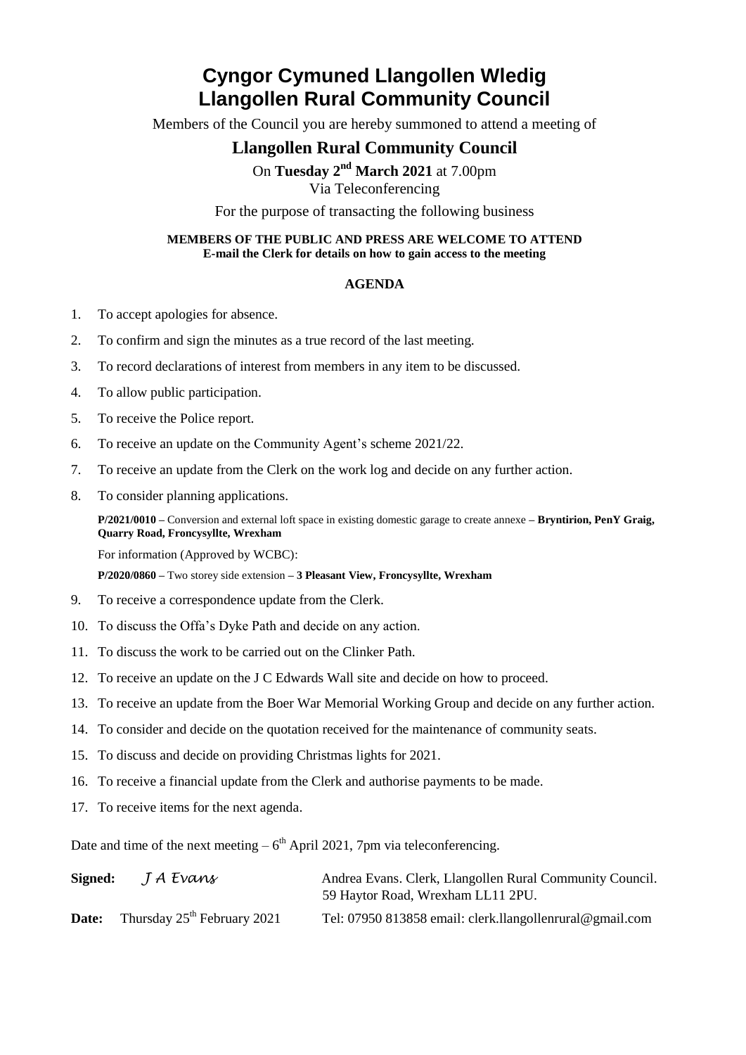# Cyngor Cymuned Llangollen Wledig
# Llangollen Rural Community Council

Members of the Council you are hereby summoned to attend a meeting of

## Llangollen Rural Community Council

On **Tuesday 2nd March 2021** at 7.00pm
Via Teleconferencing

For the purpose of transacting the following business

**MEMBERS OF THE PUBLIC AND PRESS ARE WELCOME TO ATTEND**
**E-mail the Clerk for details on how to gain access to the meeting**

### AGENDA

1. To accept apologies for absence.
2. To confirm and sign the minutes as a true record of the last meeting.
3. To record declarations of interest from members in any item to be discussed.
4. To allow public participation.
5. To receive the Police report.
6. To receive an update on the Community Agent's scheme 2021/22.
7. To receive an update from the Clerk on the work log and decide on any further action.
8. To consider planning applications.

   **P/2021/0010 –** Conversion and external loft space in existing domestic garage to create annexe **– Bryntirion, PenY Graig, Quarry Road, Froncysyllte, Wrexham**

   For information (Approved by WCBC):

   **P/2020/0860 –** Two storey side extension **– 3 Pleasant View, Froncysyllte, Wrexham**

9. To receive a correspondence update from the Clerk.
10. To discuss the Offa's Dyke Path and decide on any action.
11. To discuss the work to be carried out on the Clinker Path.
12. To receive an update on the J C Edwards Wall site and decide on how to proceed.
13. To receive an update from the Boer War Memorial Working Group and decide on any further action.
14. To consider and decide on the quotation received for the maintenance of community seats.
15. To discuss and decide on providing Christmas lights for 2021.
16. To receive a financial update from the Clerk and authorise payments to be made.
17. To receive items for the next agenda.

Date and time of the next meeting – 6th April 2021, 7pm via teleconferencing.

**Signed:** *J A Evans* Andrea Evans. Clerk, Llangollen Rural Community Council.
59 Haytor Road, Wrexham LL11 2PU.

**Date:** Thursday 25th February 2021 Tel: 07950 813858 email: clerk.llangollenrural@gmail.com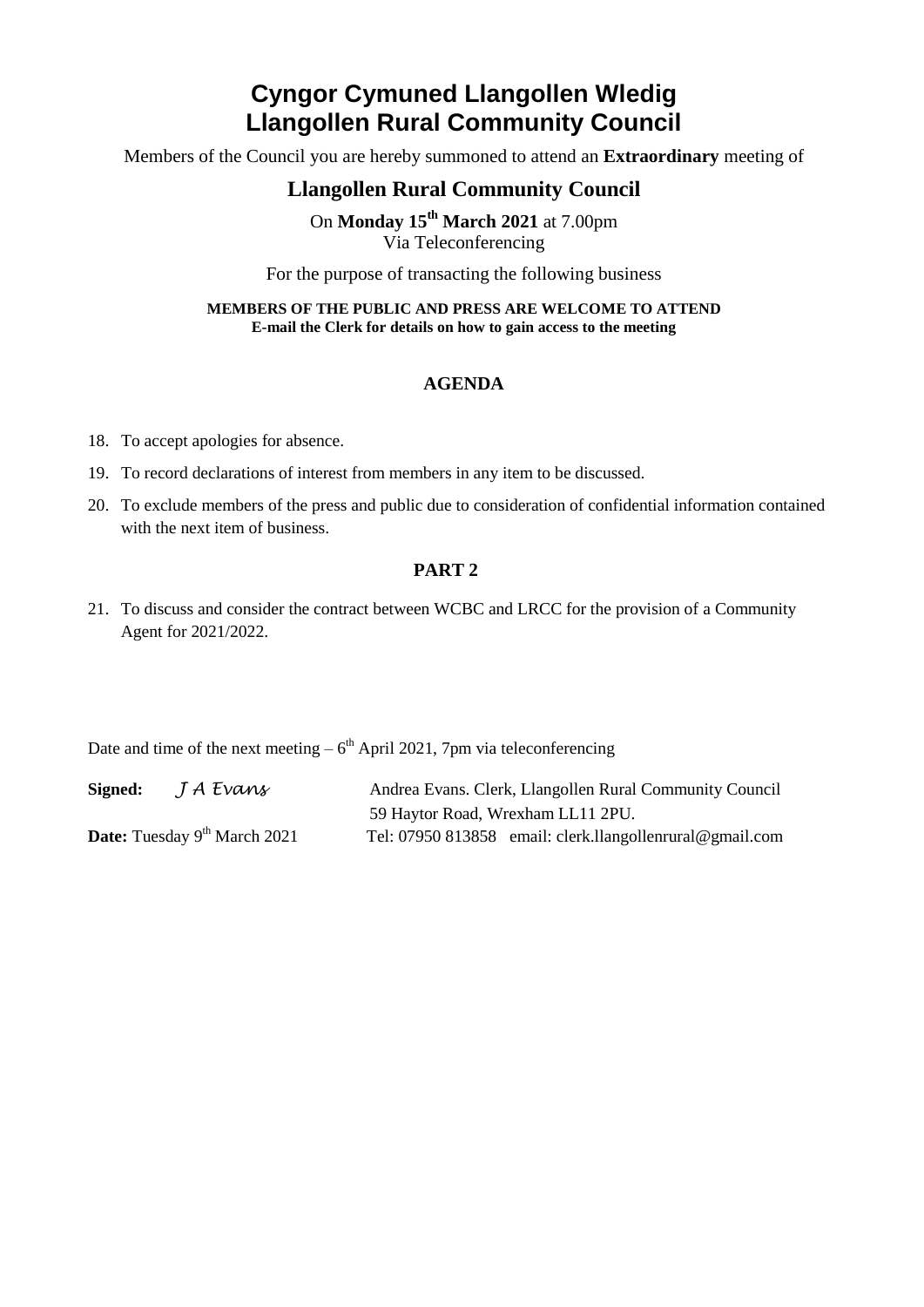# Cyngor Cymuned Llangollen Wledig
# Llangollen Rural Community Council

Members of the Council you are hereby summoned to attend an **Extraordinary** meeting of

## Llangollen Rural Community Council

On **Monday 15th March 2021** at 7.00pm
Via Teleconferencing

For the purpose of transacting the following business

**MEMBERS OF THE PUBLIC AND PRESS ARE WELCOME TO ATTEND**
**E-mail the Clerk for details on how to gain access to the meeting**

### AGENDA

18. To accept apologies for absence.
19. To record declarations of interest from members in any item to be discussed.
20. To exclude members of the press and public due to consideration of confidential information contained with the next item of business.

### PART 2

21. To discuss and consider the contract between WCBC and LRCC for the provision of a Community Agent for 2021/2022.

Date and time of the next meeting – 6th April 2021, 7pm via teleconferencing

**Signed:** *J A Evans* Andrea Evans. Clerk, Llangollen Rural Community Council
59 Haytor Road, Wrexham LL11 2PU.

**Date:** Tuesday 9th March 2021 Tel: 07950 813858 email: clerk.llangollenrural@gmail.com